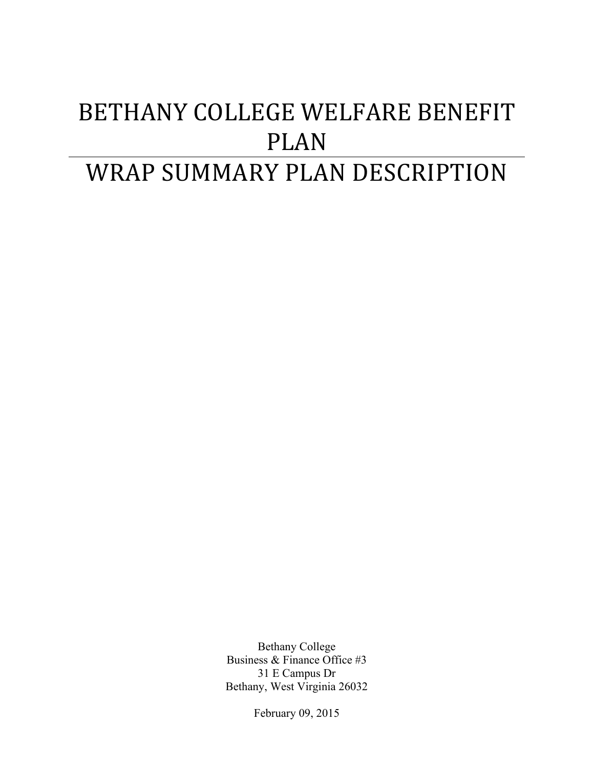# BETHANY COLLEGE WELFARE BENEFIT PLAN

# WRAP SUMMARY PLAN DESCRIPTION

Bethany College
Business & Finance Office #3
31 E Campus Dr
Bethany, West Virginia 26032

February 09, 2015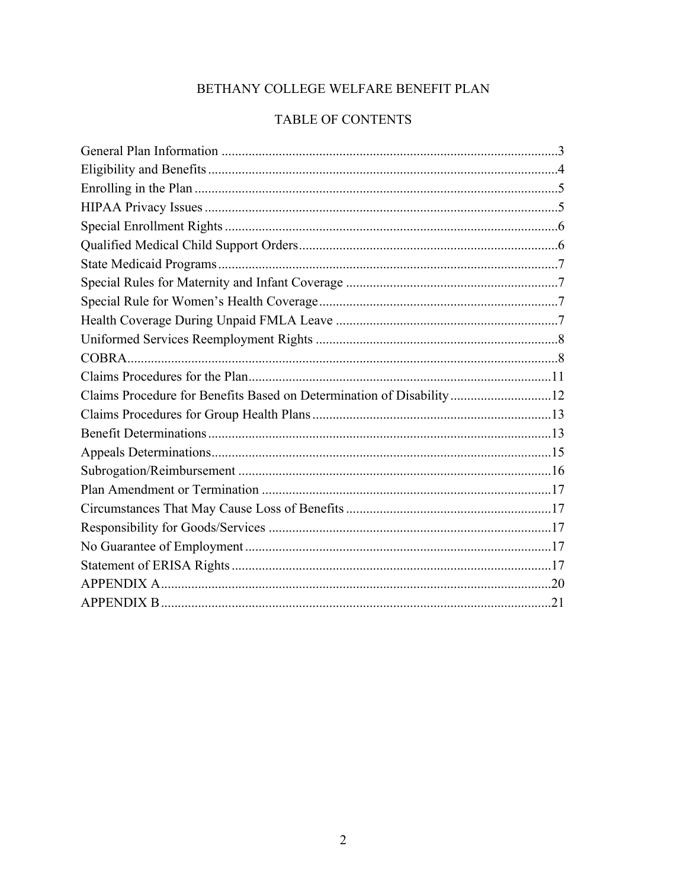# BETHANY COLLEGE WELFARE BENEFIT PLAN

## TABLE OF CONTENTS

| Section | Page |
|---|---|
| General Plan Information | 3 |
| Eligibility and Benefits | 4 |
| Enrolling in the Plan | 5 |
| HIPAA Privacy Issues | 5 |
| Special Enrollment Rights | 6 |
| Qualified Medical Child Support Orders | 6 |
| State Medicaid Programs | 7 |
| Special Rules for Maternity and Infant Coverage | 7 |
| Special Rule for Women's Health Coverage | 7 |
| Health Coverage During Unpaid FMLA Leave | 7 |
| Uniformed Services Reemployment Rights | 8 |
| COBRA | 8 |
| Claims Procedures for the Plan | 11 |
| Claims Procedure for Benefits Based on Determination of Disability | 12 |
| Claims Procedures for Group Health Plans | 13 |
| Benefit Determinations | 13 |
| Appeals Determinations | 15 |
| Subrogation/Reimbursement | 16 |
| Plan Amendment or Termination | 17 |
| Circumstances That May Cause Loss of Benefits | 17 |
| Responsibility for Goods/Services | 17 |
| No Guarantee of Employment | 17 |
| Statement of ERISA Rights | 17 |
| APPENDIX A | 20 |
| APPENDIX B | 21 |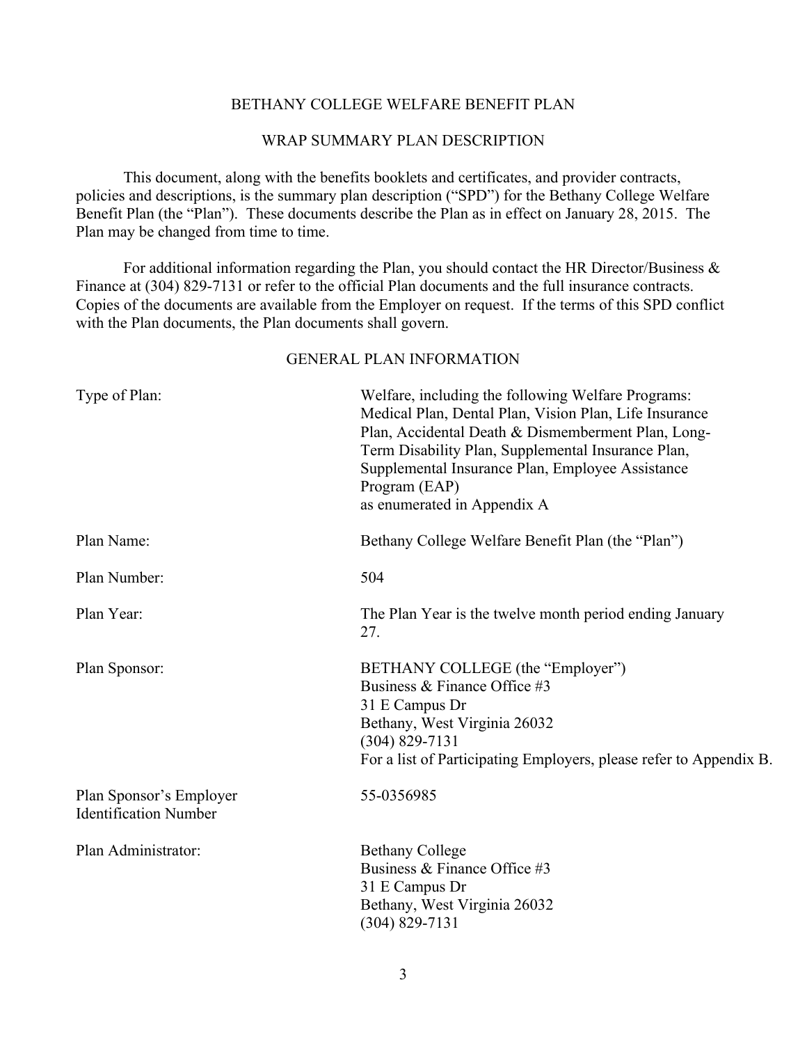# BETHANY COLLEGE WELFARE BENEFIT PLAN

## WRAP SUMMARY PLAN DESCRIPTION

This document, along with the benefits booklets and certificates, and provider contracts, policies and descriptions, is the summary plan description ("SPD") for the Bethany College Welfare Benefit Plan (the "Plan"). These documents describe the Plan as in effect on January 28, 2015. The Plan may be changed from time to time.

For additional information regarding the Plan, you should contact the HR Director/Business & Finance at (304) 829-7131 or refer to the official Plan documents and the full insurance contracts. Copies of the documents are available from the Employer on request. If the terms of this SPD conflict with the Plan documents, the Plan documents shall govern.

## GENERAL PLAN INFORMATION

| | |
|---|---|
| Type of Plan: | Welfare, including the following Welfare Programs: Medical Plan, Dental Plan, Vision Plan, Life Insurance Plan, Accidental Death & Dismemberment Plan, Long-Term Disability Plan, Supplemental Insurance Plan, Supplemental Insurance Plan, Employee Assistance Program (EAP)<br>as enumerated in Appendix A |
| Plan Name: | Bethany College Welfare Benefit Plan (the "Plan") |
| Plan Number: | 504 |
| Plan Year: | The Plan Year is the twelve month period ending January 27. |
| Plan Sponsor: | BETHANY COLLEGE (the "Employer")<br>Business & Finance Office #3<br>31 E Campus Dr<br>Bethany, West Virginia 26032<br>(304) 829-7131<br>For a list of Participating Employers, please refer to Appendix B. |
| Plan Sponsor's Employer Identification Number | 55-0356985 |
| Plan Administrator: | Bethany College<br>Business & Finance Office #3<br>31 E Campus Dr<br>Bethany, West Virginia 26032<br>(304) 829-7131 |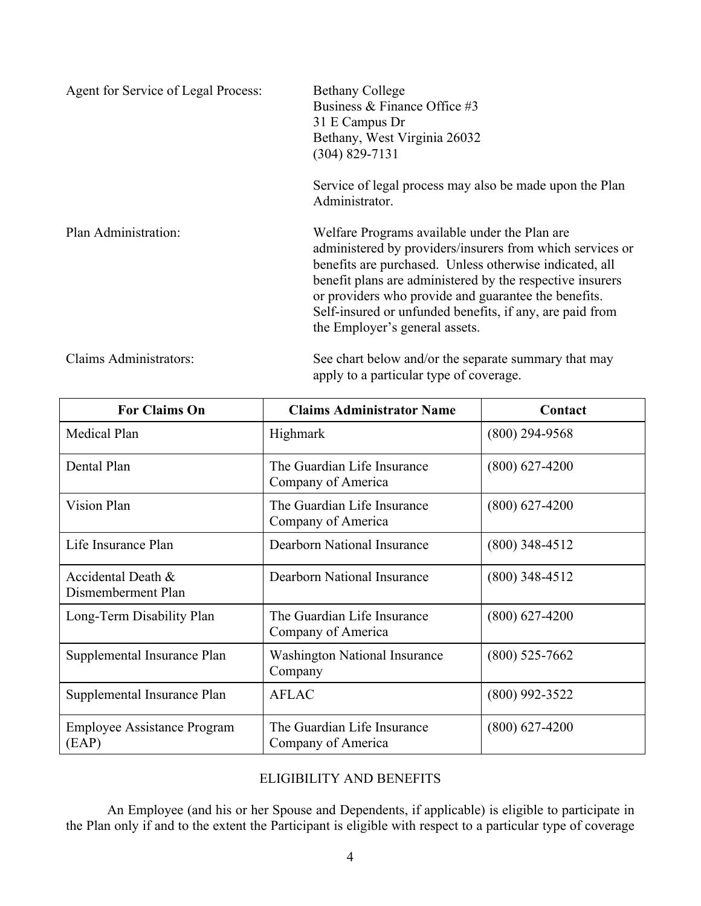Agent for Service of Legal Process: Bethany College
Business & Finance Office #3
31 E Campus Dr
Bethany, West Virginia 26032
(304) 829-7131

Service of legal process may also be made upon the Plan Administrator.

Plan Administration: Welfare Programs available under the Plan are administered by providers/insurers from which services or benefits are purchased. Unless otherwise indicated, all benefit plans are administered by the respective insurers or providers who provide and guarantee the benefits. Self-insured or unfunded benefits, if any, are paid from the Employer's general assets.

Claims Administrators: See chart below and/or the separate summary that may apply to a particular type of coverage.

| For Claims On | Claims Administrator Name | Contact |
|---|---|---|
| Medical Plan | Highmark | (800) 294-9568 |
| Dental Plan | The Guardian Life Insurance Company of America | (800) 627-4200 |
| Vision Plan | The Guardian Life Insurance Company of America | (800) 627-4200 |
| Life Insurance Plan | Dearborn National Insurance | (800) 348-4512 |
| Accidental Death & Dismemberment Plan | Dearborn National Insurance | (800) 348-4512 |
| Long-Term Disability Plan | The Guardian Life Insurance Company of America | (800) 627-4200 |
| Supplemental Insurance Plan | Washington National Insurance Company | (800) 525-7662 |
| Supplemental Insurance Plan | AFLAC | (800) 992-3522 |
| Employee Assistance Program (EAP) | The Guardian Life Insurance Company of America | (800) 627-4200 |

## ELIGIBILITY AND BENEFITS

An Employee (and his or her Spouse and Dependents, if applicable) is eligible to participate in the Plan only if and to the extent the Participant is eligible with respect to a particular type of coverage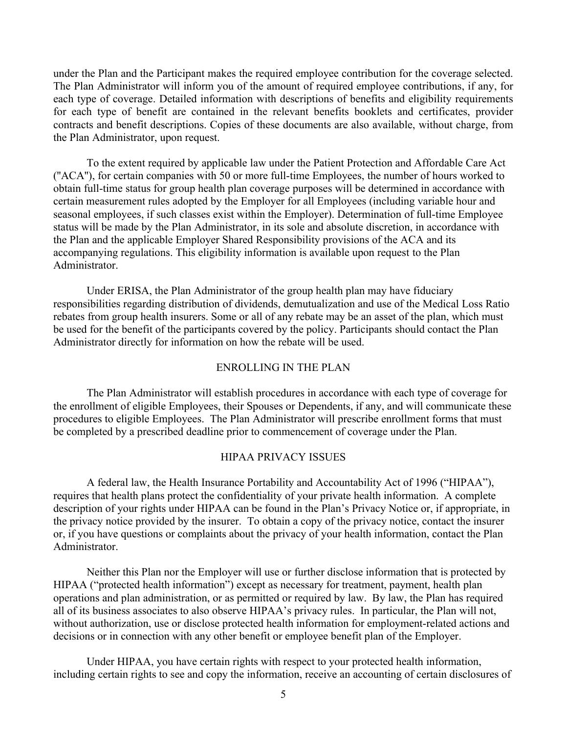under the Plan and the Participant makes the required employee contribution for the coverage selected. The Plan Administrator will inform you of the amount of required employee contributions, if any, for each type of coverage. Detailed information with descriptions of benefits and eligibility requirements for each type of benefit are contained in the relevant benefits booklets and certificates, provider contracts and benefit descriptions. Copies of these documents are also available, without charge, from the Plan Administrator, upon request.

To the extent required by applicable law under the Patient Protection and Affordable Care Act ("ACA"), for certain companies with 50 or more full-time Employees, the number of hours worked to obtain full-time status for group health plan coverage purposes will be determined in accordance with certain measurement rules adopted by the Employer for all Employees (including variable hour and seasonal employees, if such classes exist within the Employer). Determination of full-time Employee status will be made by the Plan Administrator, in its sole and absolute discretion, in accordance with the Plan and the applicable Employer Shared Responsibility provisions of the ACA and its accompanying regulations. This eligibility information is available upon request to the Plan Administrator.

Under ERISA, the Plan Administrator of the group health plan may have fiduciary responsibilities regarding distribution of dividends, demutualization and use of the Medical Loss Ratio rebates from group health insurers. Some or all of any rebate may be an asset of the plan, which must be used for the benefit of the participants covered by the policy. Participants should contact the Plan Administrator directly for information on how the rebate will be used.

## ENROLLING IN THE PLAN

The Plan Administrator will establish procedures in accordance with each type of coverage for the enrollment of eligible Employees, their Spouses or Dependents, if any, and will communicate these procedures to eligible Employees. The Plan Administrator will prescribe enrollment forms that must be completed by a prescribed deadline prior to commencement of coverage under the Plan.

## HIPAA PRIVACY ISSUES

A federal law, the Health Insurance Portability and Accountability Act of 1996 ("HIPAA"), requires that health plans protect the confidentiality of your private health information. A complete description of your rights under HIPAA can be found in the Plan's Privacy Notice or, if appropriate, in the privacy notice provided by the insurer. To obtain a copy of the privacy notice, contact the insurer or, if you have questions or complaints about the privacy of your health information, contact the Plan Administrator.

Neither this Plan nor the Employer will use or further disclose information that is protected by HIPAA ("protected health information") except as necessary for treatment, payment, health plan operations and plan administration, or as permitted or required by law. By law, the Plan has required all of its business associates to also observe HIPAA's privacy rules. In particular, the Plan will not, without authorization, use or disclose protected health information for employment-related actions and decisions or in connection with any other benefit or employee benefit plan of the Employer.

Under HIPAA, you have certain rights with respect to your protected health information, including certain rights to see and copy the information, receive an accounting of certain disclosures of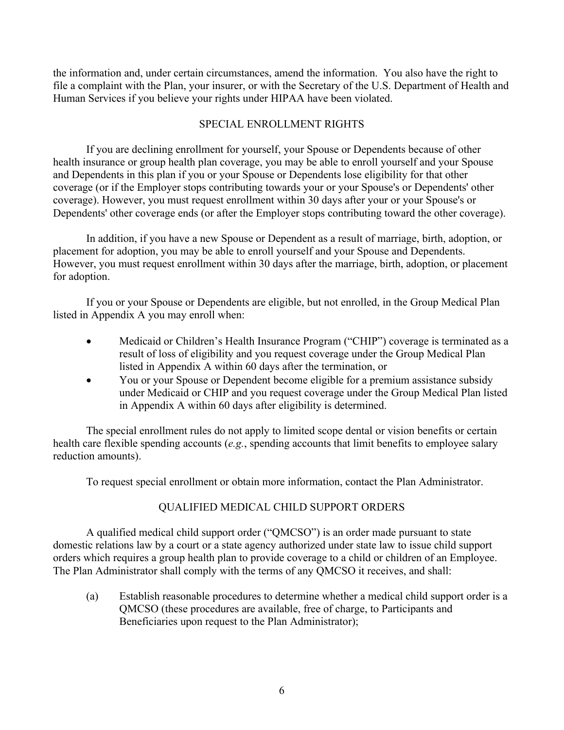the information and, under certain circumstances, amend the information. You also have the right to file a complaint with the Plan, your insurer, or with the Secretary of the U.S. Department of Health and Human Services if you believe your rights under HIPAA have been violated.

## SPECIAL ENROLLMENT RIGHTS

If you are declining enrollment for yourself, your Spouse or Dependents because of other health insurance or group health plan coverage, you may be able to enroll yourself and your Spouse and Dependents in this plan if you or your Spouse or Dependents lose eligibility for that other coverage (or if the Employer stops contributing towards your or your Spouse's or Dependents' other coverage). However, you must request enrollment within 30 days after your or your Spouse's or Dependents' other coverage ends (or after the Employer stops contributing toward the other coverage).

In addition, if you have a new Spouse or Dependent as a result of marriage, birth, adoption, or placement for adoption, you may be able to enroll yourself and your Spouse and Dependents. However, you must request enrollment within 30 days after the marriage, birth, adoption, or placement for adoption.

If you or your Spouse or Dependents are eligible, but not enrolled, in the Group Medical Plan listed in Appendix A you may enroll when:

- Medicaid or Children's Health Insurance Program ("CHIP") coverage is terminated as a result of loss of eligibility and you request coverage under the Group Medical Plan listed in Appendix A within 60 days after the termination, or
- You or your Spouse or Dependent become eligible for a premium assistance subsidy under Medicaid or CHIP and you request coverage under the Group Medical Plan listed in Appendix A within 60 days after eligibility is determined.

The special enrollment rules do not apply to limited scope dental or vision benefits or certain health care flexible spending accounts (*e.g.*, spending accounts that limit benefits to employee salary reduction amounts).

To request special enrollment or obtain more information, contact the Plan Administrator.

## QUALIFIED MEDICAL CHILD SUPPORT ORDERS

A qualified medical child support order ("QMCSO") is an order made pursuant to state domestic relations law by a court or a state agency authorized under state law to issue child support orders which requires a group health plan to provide coverage to a child or children of an Employee. The Plan Administrator shall comply with the terms of any QMCSO it receives, and shall:

(a) Establish reasonable procedures to determine whether a medical child support order is a QMCSO (these procedures are available, free of charge, to Participants and Beneficiaries upon request to the Plan Administrator);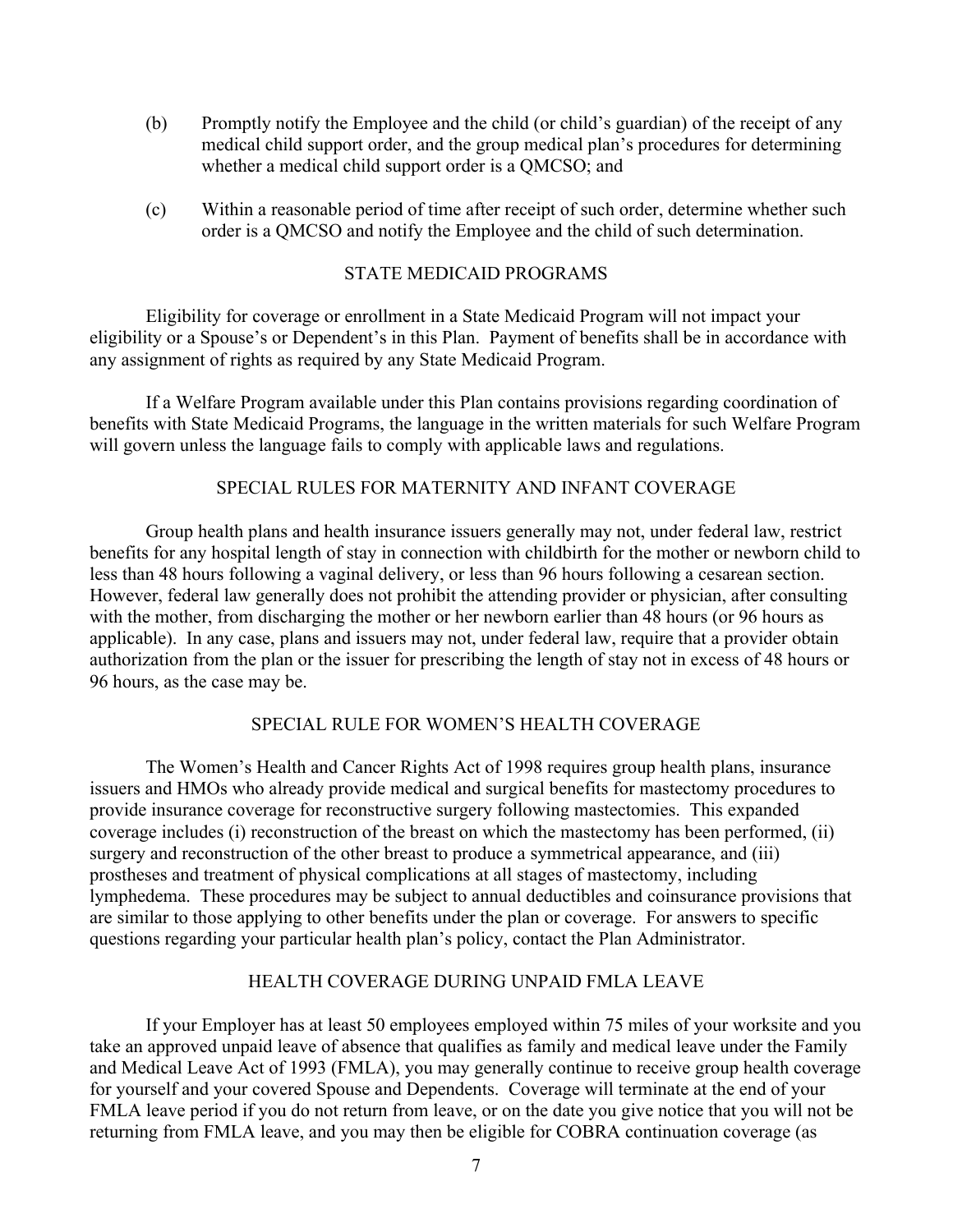(b) Promptly notify the Employee and the child (or child's guardian) of the receipt of any medical child support order, and the group medical plan's procedures for determining whether a medical child support order is a QMCSO; and

(c) Within a reasonable period of time after receipt of such order, determine whether such order is a QMCSO and notify the Employee and the child of such determination.

## STATE MEDICAID PROGRAMS

Eligibility for coverage or enrollment in a State Medicaid Program will not impact your eligibility or a Spouse's or Dependent's in this Plan. Payment of benefits shall be in accordance with any assignment of rights as required by any State Medicaid Program.

If a Welfare Program available under this Plan contains provisions regarding coordination of benefits with State Medicaid Programs, the language in the written materials for such Welfare Program will govern unless the language fails to comply with applicable laws and regulations.

## SPECIAL RULES FOR MATERNITY AND INFANT COVERAGE

Group health plans and health insurance issuers generally may not, under federal law, restrict benefits for any hospital length of stay in connection with childbirth for the mother or newborn child to less than 48 hours following a vaginal delivery, or less than 96 hours following a cesarean section. However, federal law generally does not prohibit the attending provider or physician, after consulting with the mother, from discharging the mother or her newborn earlier than 48 hours (or 96 hours as applicable). In any case, plans and issuers may not, under federal law, require that a provider obtain authorization from the plan or the issuer for prescribing the length of stay not in excess of 48 hours or 96 hours, as the case may be.

## SPECIAL RULE FOR WOMEN'S HEALTH COVERAGE

The Women's Health and Cancer Rights Act of 1998 requires group health plans, insurance issuers and HMOs who already provide medical and surgical benefits for mastectomy procedures to provide insurance coverage for reconstructive surgery following mastectomies. This expanded coverage includes (i) reconstruction of the breast on which the mastectomy has been performed, (ii) surgery and reconstruction of the other breast to produce a symmetrical appearance, and (iii) prostheses and treatment of physical complications at all stages of mastectomy, including lymphedema. These procedures may be subject to annual deductibles and coinsurance provisions that are similar to those applying to other benefits under the plan or coverage. For answers to specific questions regarding your particular health plan's policy, contact the Plan Administrator.

## HEALTH COVERAGE DURING UNPAID FMLA LEAVE

If your Employer has at least 50 employees employed within 75 miles of your worksite and you take an approved unpaid leave of absence that qualifies as family and medical leave under the Family and Medical Leave Act of 1993 (FMLA), you may generally continue to receive group health coverage for yourself and your covered Spouse and Dependents. Coverage will terminate at the end of your FMLA leave period if you do not return from leave, or on the date you give notice that you will not be returning from FMLA leave, and you may then be eligible for COBRA continuation coverage (as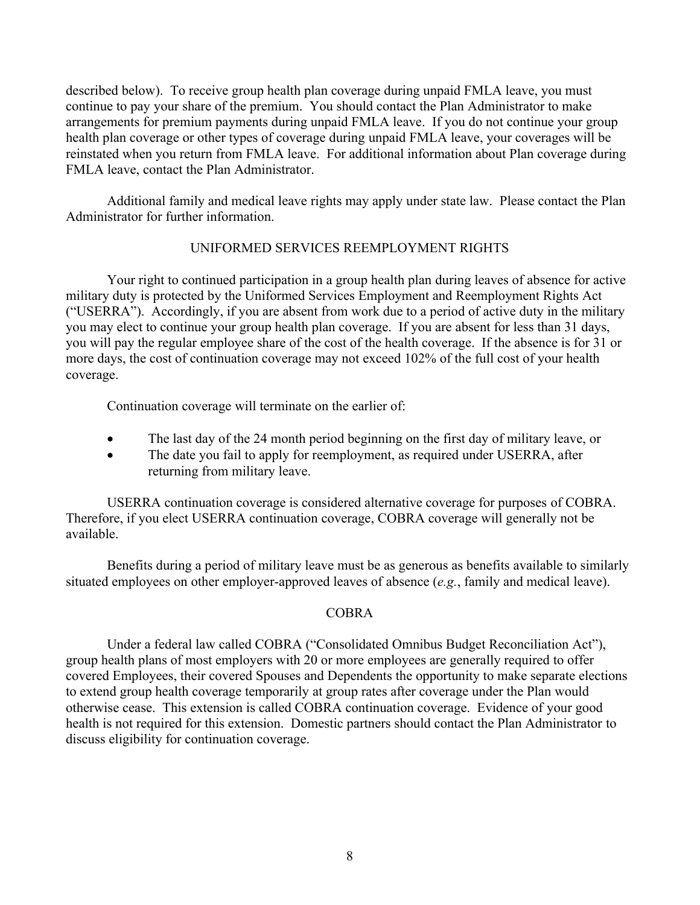described below). To receive group health plan coverage during unpaid FMLA leave, you must continue to pay your share of the premium. You should contact the Plan Administrator to make arrangements for premium payments during unpaid FMLA leave. If you do not continue your group health plan coverage or other types of coverage during unpaid FMLA leave, your coverages will be reinstated when you return from FMLA leave. For additional information about Plan coverage during FMLA leave, contact the Plan Administrator.

Additional family and medical leave rights may apply under state law. Please contact the Plan Administrator for further information.

## UNIFORMED SERVICES REEMPLOYMENT RIGHTS

Your right to continued participation in a group health plan during leaves of absence for active military duty is protected by the Uniformed Services Employment and Reemployment Rights Act ("USERRA"). Accordingly, if you are absent from work due to a period of active duty in the military you may elect to continue your group health plan coverage. If you are absent for less than 31 days, you will pay the regular employee share of the cost of the health coverage. If the absence is for 31 or more days, the cost of continuation coverage may not exceed 102% of the full cost of your health coverage.

Continuation coverage will terminate on the earlier of:

- The last day of the 24 month period beginning on the first day of military leave, or
- The date you fail to apply for reemployment, as required under USERRA, after returning from military leave.

USERRA continuation coverage is considered alternative coverage for purposes of COBRA. Therefore, if you elect USERRA continuation coverage, COBRA coverage will generally not be available.

Benefits during a period of military leave must be as generous as benefits available to similarly situated employees on other employer-approved leaves of absence (*e.g.*, family and medical leave).

## COBRA

Under a federal law called COBRA ("Consolidated Omnibus Budget Reconciliation Act"), group health plans of most employers with 20 or more employees are generally required to offer covered Employees, their covered Spouses and Dependents the opportunity to make separate elections to extend group health coverage temporarily at group rates after coverage under the Plan would otherwise cease. This extension is called COBRA continuation coverage. Evidence of your good health is not required for this extension. Domestic partners should contact the Plan Administrator to discuss eligibility for continuation coverage.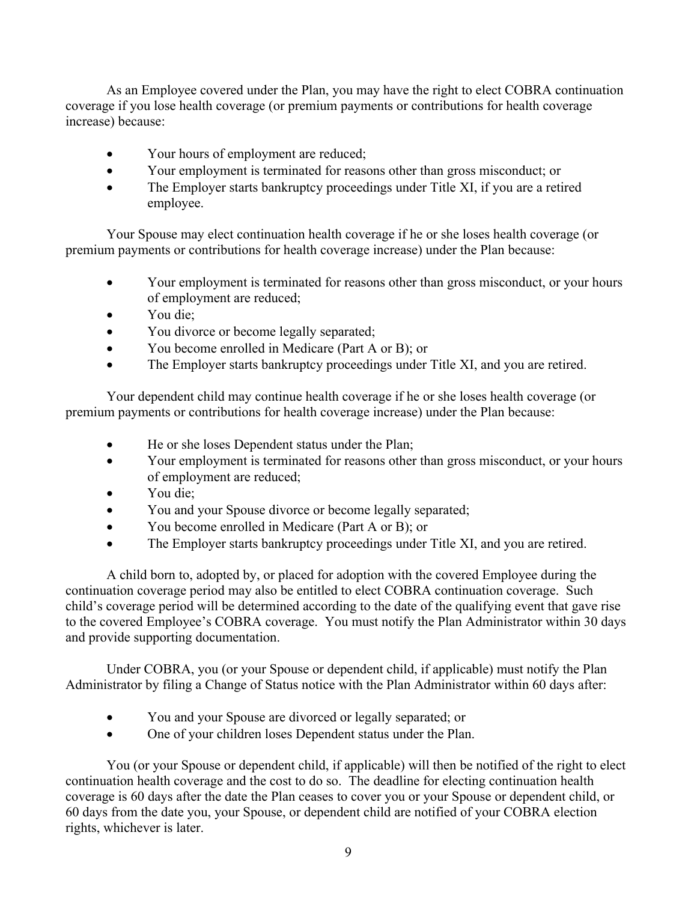As an Employee covered under the Plan, you may have the right to elect COBRA continuation coverage if you lose health coverage (or premium payments or contributions for health coverage increase) because:

- Your hours of employment are reduced;
- Your employment is terminated for reasons other than gross misconduct; or
- The Employer starts bankruptcy proceedings under Title XI, if you are a retired employee.

Your Spouse may elect continuation health coverage if he or she loses health coverage (or premium payments or contributions for health coverage increase) under the Plan because:

- Your employment is terminated for reasons other than gross misconduct, or your hours of employment are reduced;
- You die;
- You divorce or become legally separated;
- You become enrolled in Medicare (Part A or B); or
- The Employer starts bankruptcy proceedings under Title XI, and you are retired.

Your dependent child may continue health coverage if he or she loses health coverage (or premium payments or contributions for health coverage increase) under the Plan because:

- He or she loses Dependent status under the Plan;
- Your employment is terminated for reasons other than gross misconduct, or your hours of employment are reduced;
- You die;
- You and your Spouse divorce or become legally separated;
- You become enrolled in Medicare (Part A or B); or
- The Employer starts bankruptcy proceedings under Title XI, and you are retired.

A child born to, adopted by, or placed for adoption with the covered Employee during the continuation coverage period may also be entitled to elect COBRA continuation coverage. Such child's coverage period will be determined according to the date of the qualifying event that gave rise to the covered Employee's COBRA coverage. You must notify the Plan Administrator within 30 days and provide supporting documentation.

Under COBRA, you (or your Spouse or dependent child, if applicable) must notify the Plan Administrator by filing a Change of Status notice with the Plan Administrator within 60 days after:

- You and your Spouse are divorced or legally separated; or
- One of your children loses Dependent status under the Plan.

You (or your Spouse or dependent child, if applicable) will then be notified of the right to elect continuation health coverage and the cost to do so. The deadline for electing continuation health coverage is 60 days after the date the Plan ceases to cover you or your Spouse or dependent child, or 60 days from the date you, your Spouse, or dependent child are notified of your COBRA election rights, whichever is later.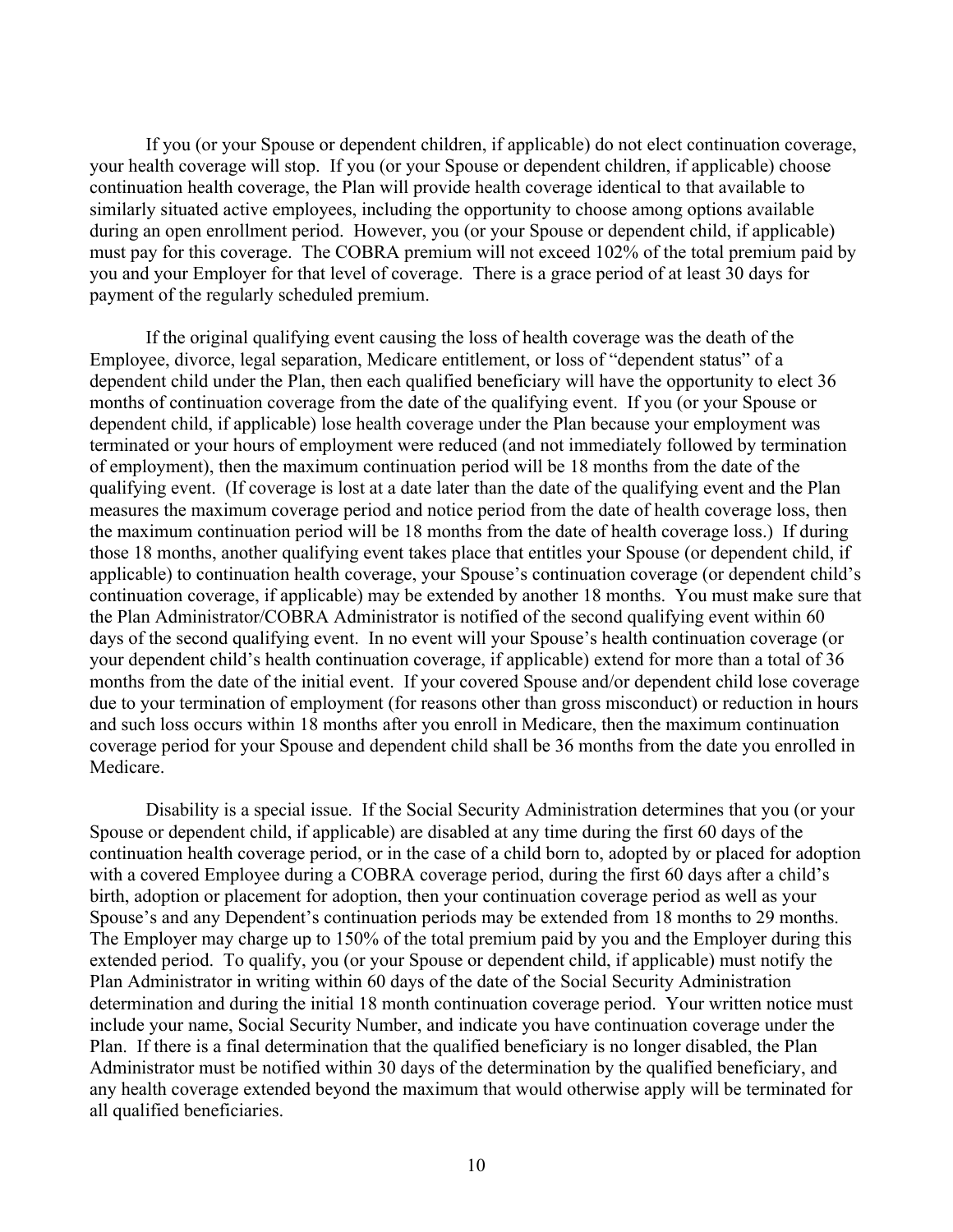If you (or your Spouse or dependent children, if applicable) do not elect continuation coverage, your health coverage will stop. If you (or your Spouse or dependent children, if applicable) choose continuation health coverage, the Plan will provide health coverage identical to that available to similarly situated active employees, including the opportunity to choose among options available during an open enrollment period. However, you (or your Spouse or dependent child, if applicable) must pay for this coverage. The COBRA premium will not exceed 102% of the total premium paid by you and your Employer for that level of coverage. There is a grace period of at least 30 days for payment of the regularly scheduled premium.

If the original qualifying event causing the loss of health coverage was the death of the Employee, divorce, legal separation, Medicare entitlement, or loss of "dependent status" of a dependent child under the Plan, then each qualified beneficiary will have the opportunity to elect 36 months of continuation coverage from the date of the qualifying event. If you (or your Spouse or dependent child, if applicable) lose health coverage under the Plan because your employment was terminated or your hours of employment were reduced (and not immediately followed by termination of employment), then the maximum continuation period will be 18 months from the date of the qualifying event. (If coverage is lost at a date later than the date of the qualifying event and the Plan measures the maximum coverage period and notice period from the date of health coverage loss, then the maximum continuation period will be 18 months from the date of health coverage loss.) If during those 18 months, another qualifying event takes place that entitles your Spouse (or dependent child, if applicable) to continuation health coverage, your Spouse's continuation coverage (or dependent child's continuation coverage, if applicable) may be extended by another 18 months. You must make sure that the Plan Administrator/COBRA Administrator is notified of the second qualifying event within 60 days of the second qualifying event. In no event will your Spouse's health continuation coverage (or your dependent child's health continuation coverage, if applicable) extend for more than a total of 36 months from the date of the initial event. If your covered Spouse and/or dependent child lose coverage due to your termination of employment (for reasons other than gross misconduct) or reduction in hours and such loss occurs within 18 months after you enroll in Medicare, then the maximum continuation coverage period for your Spouse and dependent child shall be 36 months from the date you enrolled in Medicare.

Disability is a special issue. If the Social Security Administration determines that you (or your Spouse or dependent child, if applicable) are disabled at any time during the first 60 days of the continuation health coverage period, or in the case of a child born to, adopted by or placed for adoption with a covered Employee during a COBRA coverage period, during the first 60 days after a child's birth, adoption or placement for adoption, then your continuation coverage period as well as your Spouse's and any Dependent's continuation periods may be extended from 18 months to 29 months. The Employer may charge up to 150% of the total premium paid by you and the Employer during this extended period. To qualify, you (or your Spouse or dependent child, if applicable) must notify the Plan Administrator in writing within 60 days of the date of the Social Security Administration determination and during the initial 18 month continuation coverage period. Your written notice must include your name, Social Security Number, and indicate you have continuation coverage under the Plan. If there is a final determination that the qualified beneficiary is no longer disabled, the Plan Administrator must be notified within 30 days of the determination by the qualified beneficiary, and any health coverage extended beyond the maximum that would otherwise apply will be terminated for all qualified beneficiaries.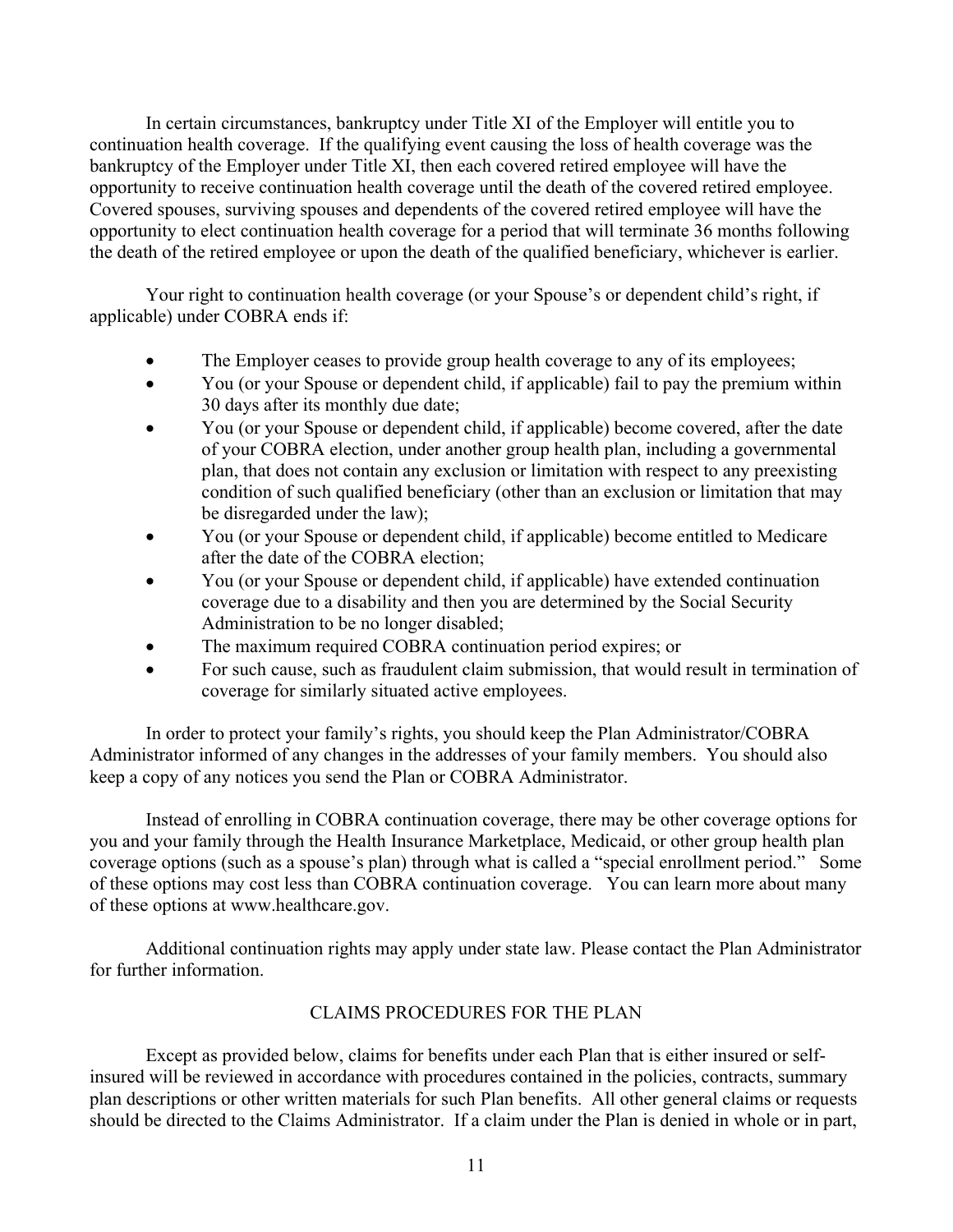In certain circumstances, bankruptcy under Title XI of the Employer will entitle you to continuation health coverage. If the qualifying event causing the loss of health coverage was the bankruptcy of the Employer under Title XI, then each covered retired employee will have the opportunity to receive continuation health coverage until the death of the covered retired employee. Covered spouses, surviving spouses and dependents of the covered retired employee will have the opportunity to elect continuation health coverage for a period that will terminate 36 months following the death of the retired employee or upon the death of the qualified beneficiary, whichever is earlier.

Your right to continuation health coverage (or your Spouse's or dependent child's right, if applicable) under COBRA ends if:

- The Employer ceases to provide group health coverage to any of its employees;
- You (or your Spouse or dependent child, if applicable) fail to pay the premium within 30 days after its monthly due date;
- You (or your Spouse or dependent child, if applicable) become covered, after the date of your COBRA election, under another group health plan, including a governmental plan, that does not contain any exclusion or limitation with respect to any preexisting condition of such qualified beneficiary (other than an exclusion or limitation that may be disregarded under the law);
- You (or your Spouse or dependent child, if applicable) become entitled to Medicare after the date of the COBRA election;
- You (or your Spouse or dependent child, if applicable) have extended continuation coverage due to a disability and then you are determined by the Social Security Administration to be no longer disabled;
- The maximum required COBRA continuation period expires; or
- For such cause, such as fraudulent claim submission, that would result in termination of coverage for similarly situated active employees.

In order to protect your family's rights, you should keep the Plan Administrator/COBRA Administrator informed of any changes in the addresses of your family members. You should also keep a copy of any notices you send the Plan or COBRA Administrator.

Instead of enrolling in COBRA continuation coverage, there may be other coverage options for you and your family through the Health Insurance Marketplace, Medicaid, or other group health plan coverage options (such as a spouse's plan) through what is called a "special enrollment period." Some of these options may cost less than COBRA continuation coverage. You can learn more about many of these options at www.healthcare.gov.

Additional continuation rights may apply under state law. Please contact the Plan Administrator for further information.

## CLAIMS PROCEDURES FOR THE PLAN

Except as provided below, claims for benefits under each Plan that is either insured or self-insured will be reviewed in accordance with procedures contained in the policies, contracts, summary plan descriptions or other written materials for such Plan benefits. All other general claims or requests should be directed to the Claims Administrator. If a claim under the Plan is denied in whole or in part,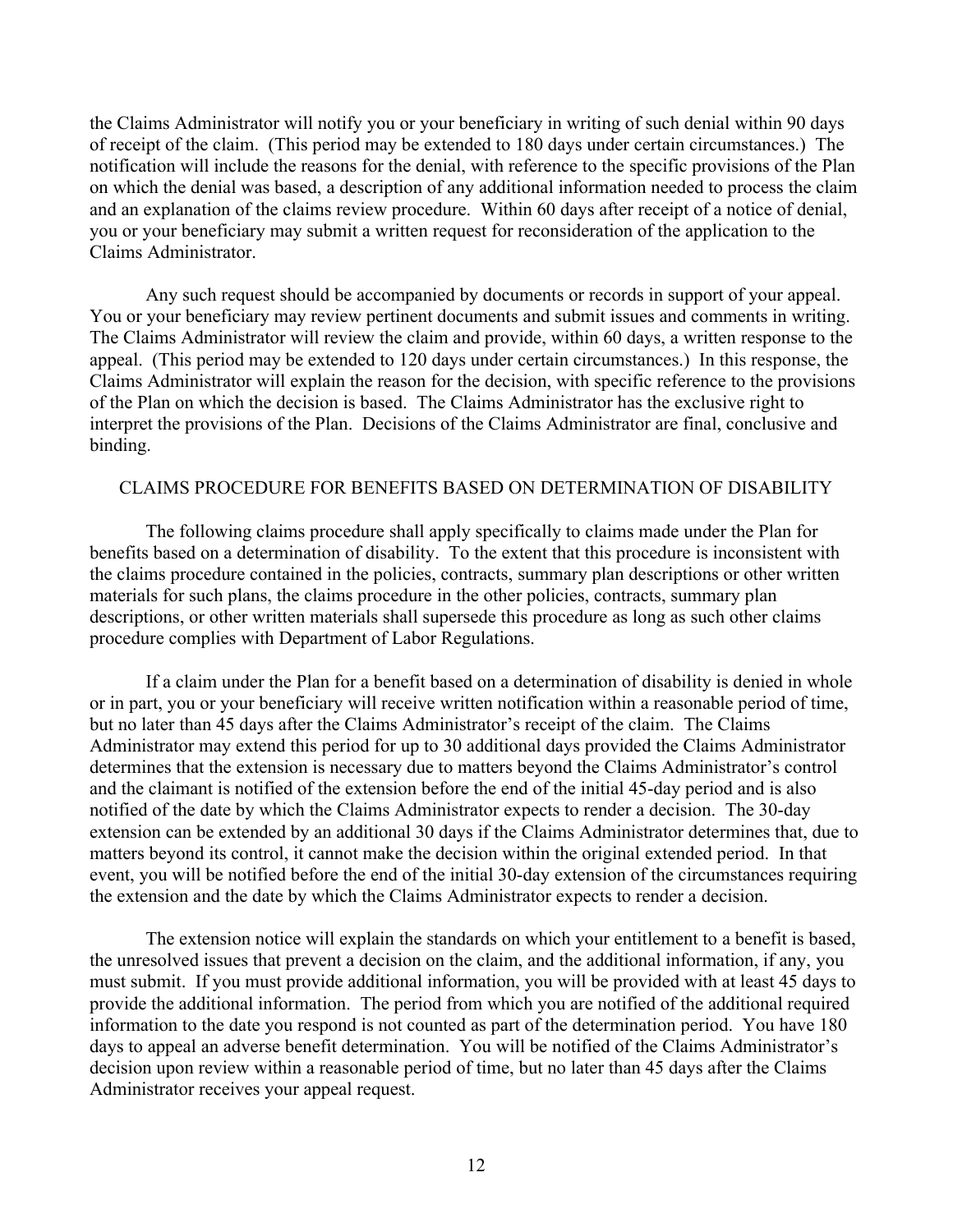the Claims Administrator will notify you or your beneficiary in writing of such denial within 90 days of receipt of the claim. (This period may be extended to 180 days under certain circumstances.) The notification will include the reasons for the denial, with reference to the specific provisions of the Plan on which the denial was based, a description of any additional information needed to process the claim and an explanation of the claims review procedure. Within 60 days after receipt of a notice of denial, you or your beneficiary may submit a written request for reconsideration of the application to the Claims Administrator.

Any such request should be accompanied by documents or records in support of your appeal. You or your beneficiary may review pertinent documents and submit issues and comments in writing. The Claims Administrator will review the claim and provide, within 60 days, a written response to the appeal. (This period may be extended to 120 days under certain circumstances.) In this response, the Claims Administrator will explain the reason for the decision, with specific reference to the provisions of the Plan on which the decision is based. The Claims Administrator has the exclusive right to interpret the provisions of the Plan. Decisions of the Claims Administrator are final, conclusive and binding.

## CLAIMS PROCEDURE FOR BENEFITS BASED ON DETERMINATION OF DISABILITY

The following claims procedure shall apply specifically to claims made under the Plan for benefits based on a determination of disability. To the extent that this procedure is inconsistent with the claims procedure contained in the policies, contracts, summary plan descriptions or other written materials for such plans, the claims procedure in the other policies, contracts, summary plan descriptions, or other written materials shall supersede this procedure as long as such other claims procedure complies with Department of Labor Regulations.

If a claim under the Plan for a benefit based on a determination of disability is denied in whole or in part, you or your beneficiary will receive written notification within a reasonable period of time, but no later than 45 days after the Claims Administrator's receipt of the claim. The Claims Administrator may extend this period for up to 30 additional days provided the Claims Administrator determines that the extension is necessary due to matters beyond the Claims Administrator's control and the claimant is notified of the extension before the end of the initial 45-day period and is also notified of the date by which the Claims Administrator expects to render a decision. The 30-day extension can be extended by an additional 30 days if the Claims Administrator determines that, due to matters beyond its control, it cannot make the decision within the original extended period. In that event, you will be notified before the end of the initial 30-day extension of the circumstances requiring the extension and the date by which the Claims Administrator expects to render a decision.

The extension notice will explain the standards on which your entitlement to a benefit is based, the unresolved issues that prevent a decision on the claim, and the additional information, if any, you must submit. If you must provide additional information, you will be provided with at least 45 days to provide the additional information. The period from which you are notified of the additional required information to the date you respond is not counted as part of the determination period. You have 180 days to appeal an adverse benefit determination. You will be notified of the Claims Administrator's decision upon review within a reasonable period of time, but no later than 45 days after the Claims Administrator receives your appeal request.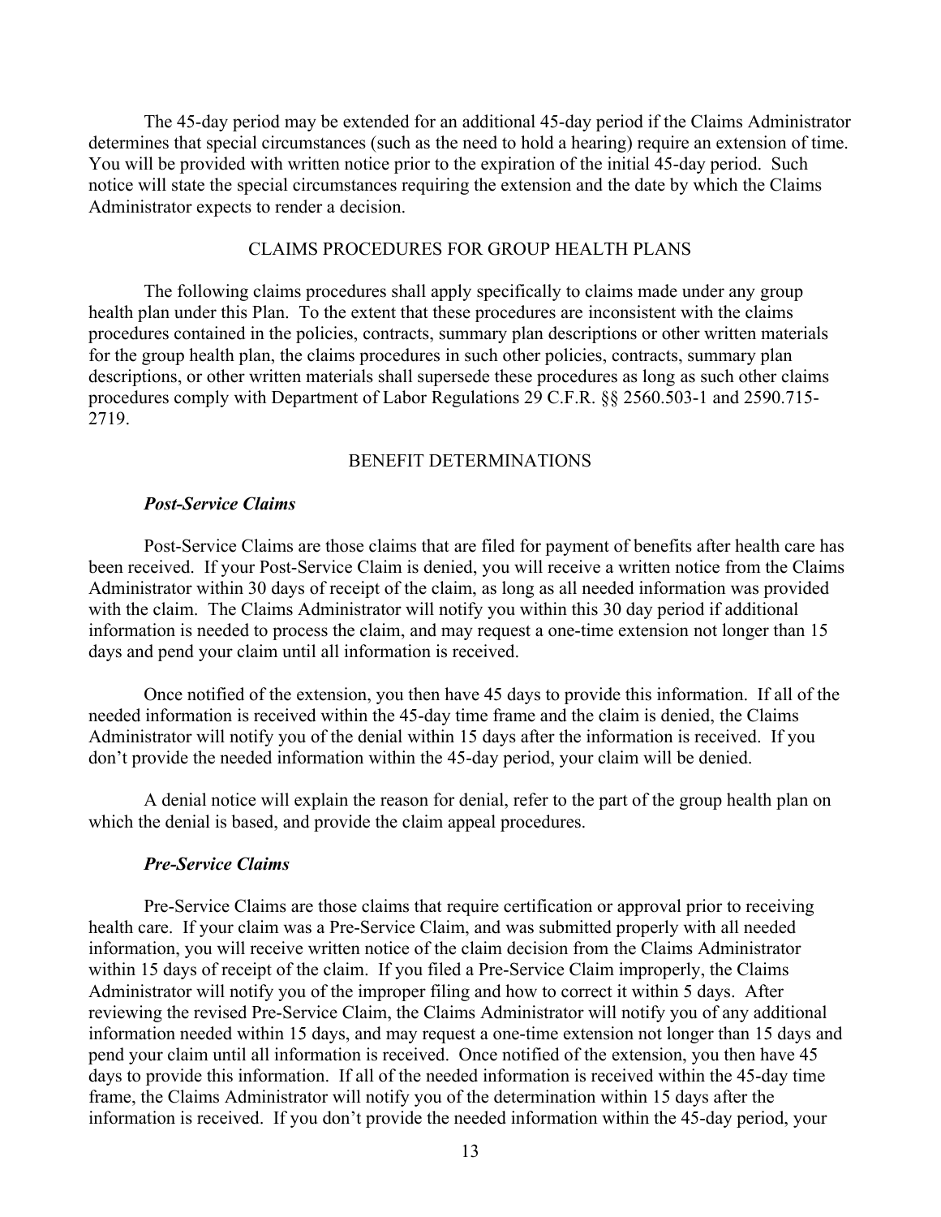The 45-day period may be extended for an additional 45-day period if the Claims Administrator determines that special circumstances (such as the need to hold a hearing) require an extension of time. You will be provided with written notice prior to the expiration of the initial 45-day period. Such notice will state the special circumstances requiring the extension and the date by which the Claims Administrator expects to render a decision.

## CLAIMS PROCEDURES FOR GROUP HEALTH PLANS

The following claims procedures shall apply specifically to claims made under any group health plan under this Plan. To the extent that these procedures are inconsistent with the claims procedures contained in the policies, contracts, summary plan descriptions or other written materials for the group health plan, the claims procedures in such other policies, contracts, summary plan descriptions, or other written materials shall supersede these procedures as long as such other claims procedures comply with Department of Labor Regulations 29 C.F.R. §§ 2560.503-1 and 2590.715-2719.

## BENEFIT DETERMINATIONS

### *Post-Service Claims*

Post-Service Claims are those claims that are filed for payment of benefits after health care has been received. If your Post-Service Claim is denied, you will receive a written notice from the Claims Administrator within 30 days of receipt of the claim, as long as all needed information was provided with the claim. The Claims Administrator will notify you within this 30 day period if additional information is needed to process the claim, and may request a one-time extension not longer than 15 days and pend your claim until all information is received.

Once notified of the extension, you then have 45 days to provide this information. If all of the needed information is received within the 45-day time frame and the claim is denied, the Claims Administrator will notify you of the denial within 15 days after the information is received. If you don't provide the needed information within the 45-day period, your claim will be denied.

A denial notice will explain the reason for denial, refer to the part of the group health plan on which the denial is based, and provide the claim appeal procedures.

### *Pre-Service Claims*

Pre-Service Claims are those claims that require certification or approval prior to receiving health care. If your claim was a Pre-Service Claim, and was submitted properly with all needed information, you will receive written notice of the claim decision from the Claims Administrator within 15 days of receipt of the claim. If you filed a Pre-Service Claim improperly, the Claims Administrator will notify you of the improper filing and how to correct it within 5 days. After reviewing the revised Pre-Service Claim, the Claims Administrator will notify you of any additional information needed within 15 days, and may request a one-time extension not longer than 15 days and pend your claim until all information is received. Once notified of the extension, you then have 45 days to provide this information. If all of the needed information is received within the 45-day time frame, the Claims Administrator will notify you of the determination within 15 days after the information is received. If you don't provide the needed information within the 45-day period, your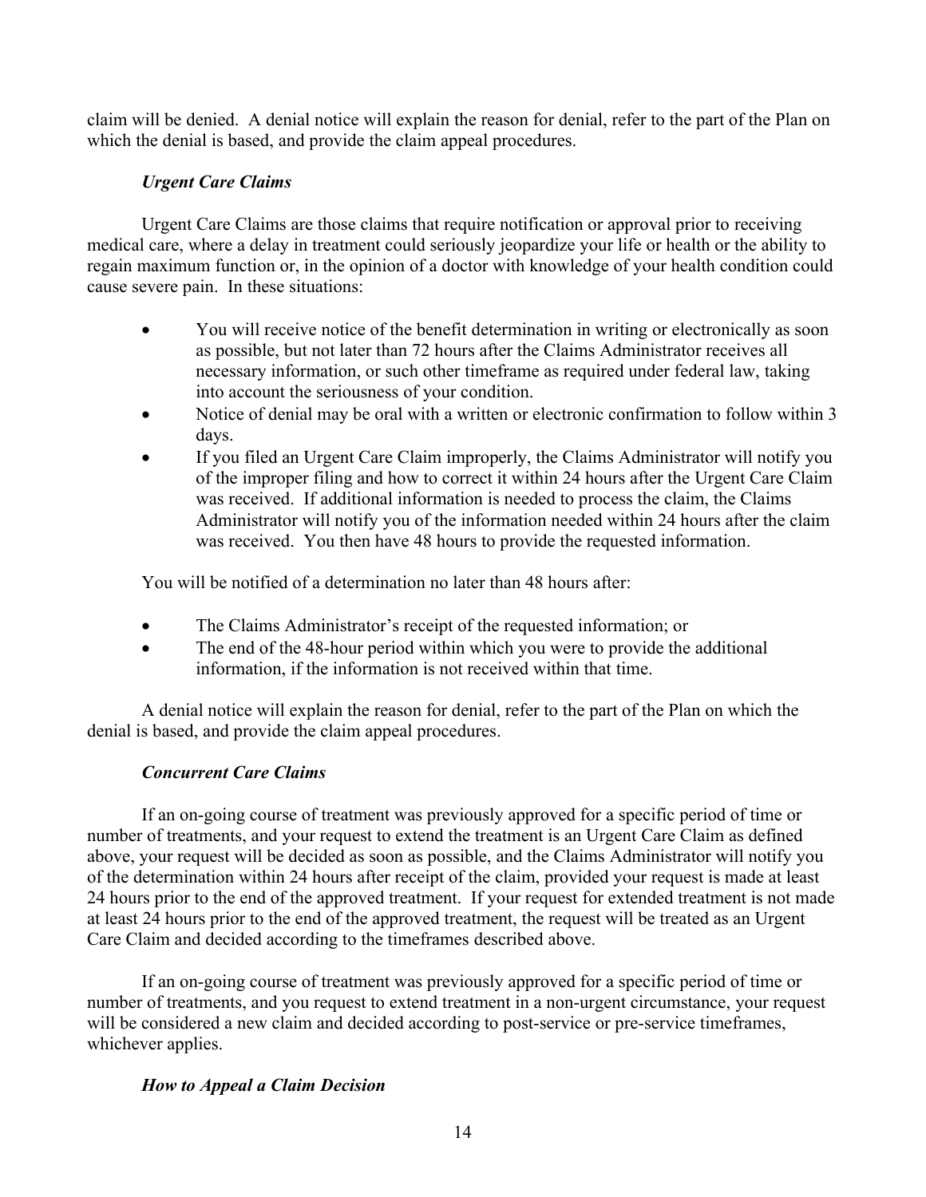claim will be denied. A denial notice will explain the reason for denial, refer to the part of the Plan on which the denial is based, and provide the claim appeal procedures.

### *Urgent Care Claims*

Urgent Care Claims are those claims that require notification or approval prior to receiving medical care, where a delay in treatment could seriously jeopardize your life or health or the ability to regain maximum function or, in the opinion of a doctor with knowledge of your health condition could cause severe pain. In these situations:

- You will receive notice of the benefit determination in writing or electronically as soon as possible, but not later than 72 hours after the Claims Administrator receives all necessary information, or such other timeframe as required under federal law, taking into account the seriousness of your condition.
- Notice of denial may be oral with a written or electronic confirmation to follow within 3 days.
- If you filed an Urgent Care Claim improperly, the Claims Administrator will notify you of the improper filing and how to correct it within 24 hours after the Urgent Care Claim was received. If additional information is needed to process the claim, the Claims Administrator will notify you of the information needed within 24 hours after the claim was received. You then have 48 hours to provide the requested information.

You will be notified of a determination no later than 48 hours after:

- The Claims Administrator's receipt of the requested information; or
- The end of the 48-hour period within which you were to provide the additional information, if the information is not received within that time.

A denial notice will explain the reason for denial, refer to the part of the Plan on which the denial is based, and provide the claim appeal procedures.

### *Concurrent Care Claims*

If an on-going course of treatment was previously approved for a specific period of time or number of treatments, and your request to extend the treatment is an Urgent Care Claim as defined above, your request will be decided as soon as possible, and the Claims Administrator will notify you of the determination within 24 hours after receipt of the claim, provided your request is made at least 24 hours prior to the end of the approved treatment. If your request for extended treatment is not made at least 24 hours prior to the end of the approved treatment, the request will be treated as an Urgent Care Claim and decided according to the timeframes described above.

If an on-going course of treatment was previously approved for a specific period of time or number of treatments, and you request to extend treatment in a non-urgent circumstance, your request will be considered a new claim and decided according to post-service or pre-service timeframes, whichever applies.

### *How to Appeal a Claim Decision*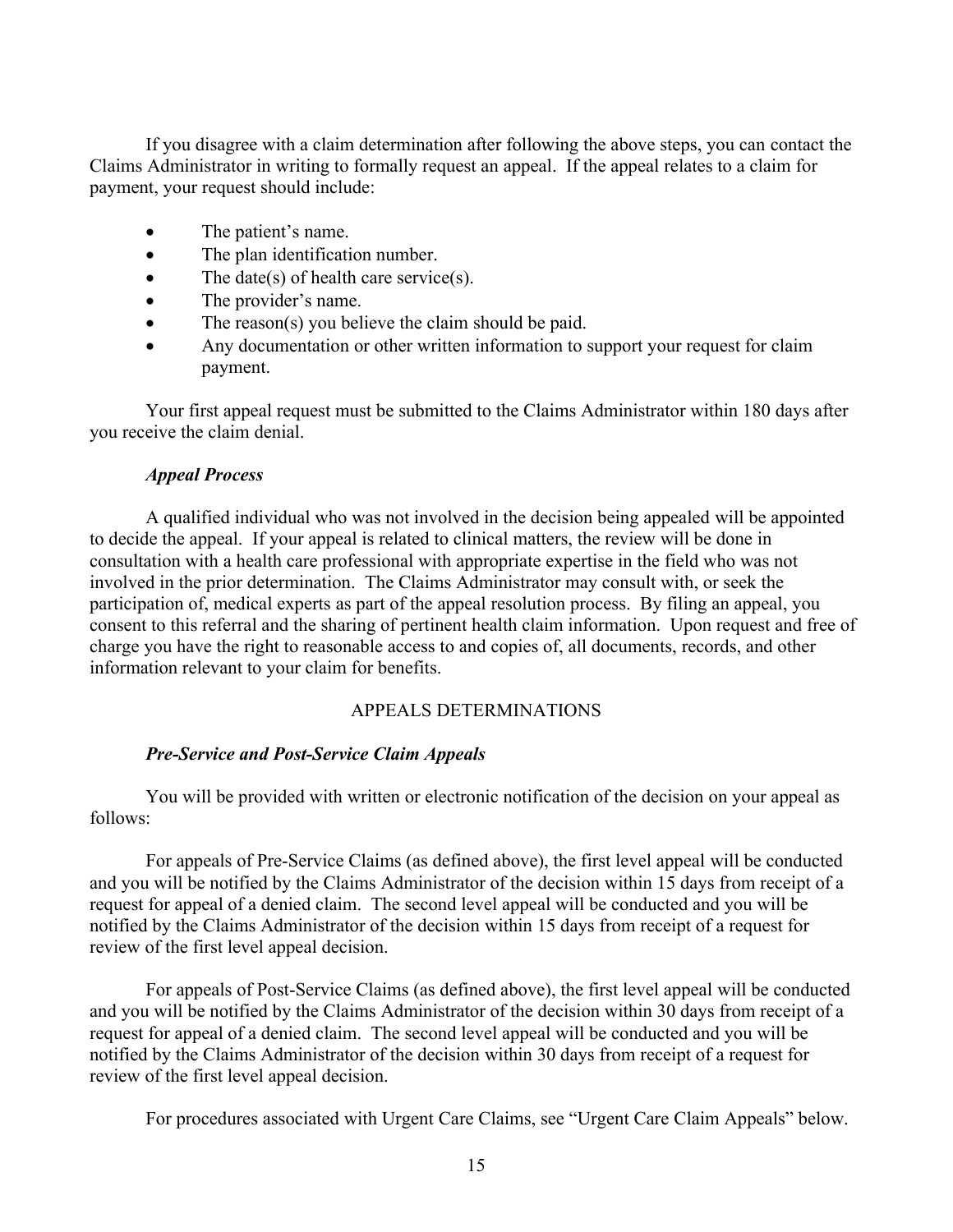If you disagree with a claim determination after following the above steps, you can contact the Claims Administrator in writing to formally request an appeal. If the appeal relates to a claim for payment, your request should include:

- The patient's name.
- The plan identification number.
- The date(s) of health care service(s).
- The provider's name.
- The reason(s) you believe the claim should be paid.
- Any documentation or other written information to support your request for claim payment.

Your first appeal request must be submitted to the Claims Administrator within 180 days after you receive the claim denial.

***Appeal Process***

A qualified individual who was not involved in the decision being appealed will be appointed to decide the appeal. If your appeal is related to clinical matters, the review will be done in consultation with a health care professional with appropriate expertise in the field who was not involved in the prior determination. The Claims Administrator may consult with, or seek the participation of, medical experts as part of the appeal resolution process. By filing an appeal, you consent to this referral and the sharing of pertinent health claim information. Upon request and free of charge you have the right to reasonable access to and copies of, all documents, records, and other information relevant to your claim for benefits.

## APPEALS DETERMINATIONS

***Pre-Service and Post-Service Claim Appeals***

You will be provided with written or electronic notification of the decision on your appeal as follows:

For appeals of Pre-Service Claims (as defined above), the first level appeal will be conducted and you will be notified by the Claims Administrator of the decision within 15 days from receipt of a request for appeal of a denied claim. The second level appeal will be conducted and you will be notified by the Claims Administrator of the decision within 15 days from receipt of a request for review of the first level appeal decision.

For appeals of Post-Service Claims (as defined above), the first level appeal will be conducted and you will be notified by the Claims Administrator of the decision within 30 days from receipt of a request for appeal of a denied claim. The second level appeal will be conducted and you will be notified by the Claims Administrator of the decision within 30 days from receipt of a request for review of the first level appeal decision.

For procedures associated with Urgent Care Claims, see "Urgent Care Claim Appeals" below.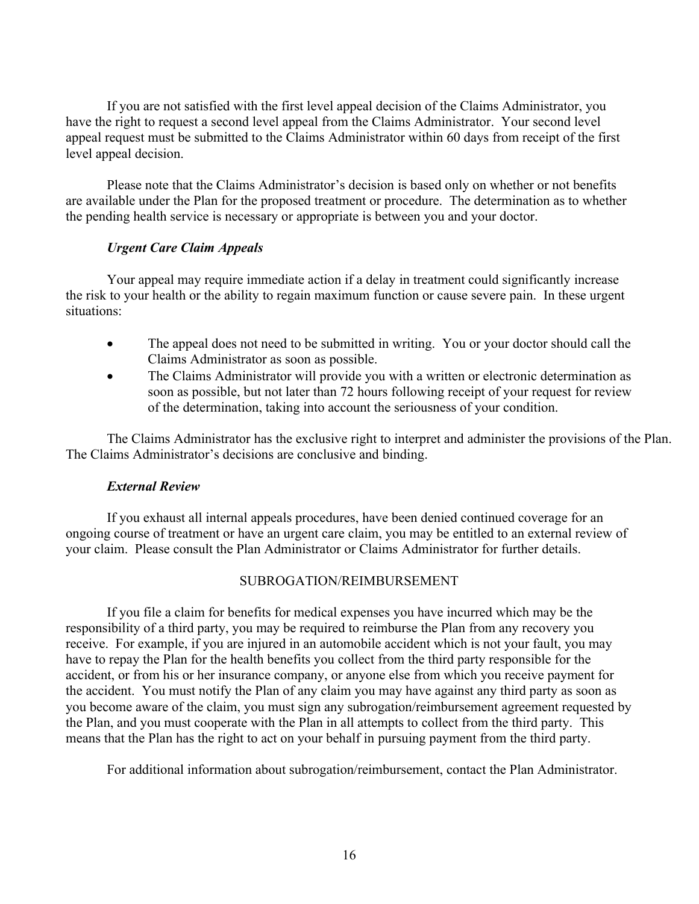If you are not satisfied with the first level appeal decision of the Claims Administrator, you have the right to request a second level appeal from the Claims Administrator. Your second level appeal request must be submitted to the Claims Administrator within 60 days from receipt of the first level appeal decision.

Please note that the Claims Administrator's decision is based only on whether or not benefits are available under the Plan for the proposed treatment or procedure. The determination as to whether the pending health service is necessary or appropriate is between you and your doctor.

***Urgent Care Claim Appeals***

Your appeal may require immediate action if a delay in treatment could significantly increase the risk to your health or the ability to regain maximum function or cause severe pain. In these urgent situations:

- The appeal does not need to be submitted in writing. You or your doctor should call the Claims Administrator as soon as possible.
- The Claims Administrator will provide you with a written or electronic determination as soon as possible, but not later than 72 hours following receipt of your request for review of the determination, taking into account the seriousness of your condition.

The Claims Administrator has the exclusive right to interpret and administer the provisions of the Plan. The Claims Administrator's decisions are conclusive and binding.

***External Review***

If you exhaust all internal appeals procedures, have been denied continued coverage for an ongoing course of treatment or have an urgent care claim, you may be entitled to an external review of your claim. Please consult the Plan Administrator or Claims Administrator for further details.

## SUBROGATION/REIMBURSEMENT

If you file a claim for benefits for medical expenses you have incurred which may be the responsibility of a third party, you may be required to reimburse the Plan from any recovery you receive. For example, if you are injured in an automobile accident which is not your fault, you may have to repay the Plan for the health benefits you collect from the third party responsible for the accident, or from his or her insurance company, or anyone else from which you receive payment for the accident. You must notify the Plan of any claim you may have against any third party as soon as you become aware of the claim, you must sign any subrogation/reimbursement agreement requested by the Plan, and you must cooperate with the Plan in all attempts to collect from the third party. This means that the Plan has the right to act on your behalf in pursuing payment from the third party.

For additional information about subrogation/reimbursement, contact the Plan Administrator.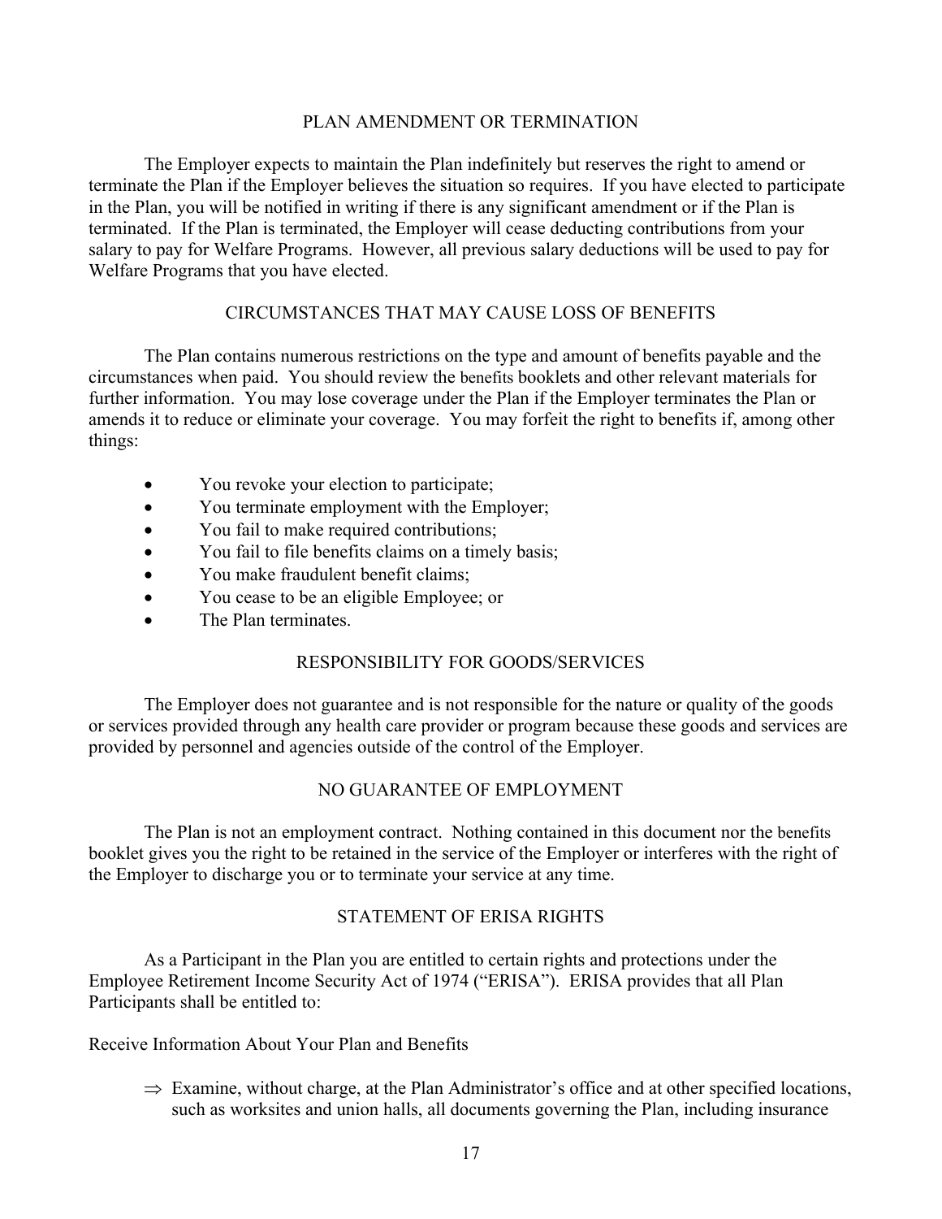## PLAN AMENDMENT OR TERMINATION

The Employer expects to maintain the Plan indefinitely but reserves the right to amend or terminate the Plan if the Employer believes the situation so requires. If you have elected to participate in the Plan, you will be notified in writing if there is any significant amendment or if the Plan is terminated. If the Plan is terminated, the Employer will cease deducting contributions from your salary to pay for Welfare Programs. However, all previous salary deductions will be used to pay for Welfare Programs that you have elected.

## CIRCUMSTANCES THAT MAY CAUSE LOSS OF BENEFITS

The Plan contains numerous restrictions on the type and amount of benefits payable and the circumstances when paid. You should review the benefits booklets and other relevant materials for further information. You may lose coverage under the Plan if the Employer terminates the Plan or amends it to reduce or eliminate your coverage. You may forfeit the right to benefits if, among other things:

- You revoke your election to participate;
- You terminate employment with the Employer;
- You fail to make required contributions;
- You fail to file benefits claims on a timely basis;
- You make fraudulent benefit claims;
- You cease to be an eligible Employee; or
- The Plan terminates.

## RESPONSIBILITY FOR GOODS/SERVICES

The Employer does not guarantee and is not responsible for the nature or quality of the goods or services provided through any health care provider or program because these goods and services are provided by personnel and agencies outside of the control of the Employer.

## NO GUARANTEE OF EMPLOYMENT

The Plan is not an employment contract. Nothing contained in this document nor the benefits booklet gives you the right to be retained in the service of the Employer or interferes with the right of the Employer to discharge you or to terminate your service at any time.

## STATEMENT OF ERISA RIGHTS

As a Participant in the Plan you are entitled to certain rights and protections under the Employee Retirement Income Security Act of 1974 ("ERISA"). ERISA provides that all Plan Participants shall be entitled to:

Receive Information About Your Plan and Benefits

⇒ Examine, without charge, at the Plan Administrator's office and at other specified locations, such as worksites and union halls, all documents governing the Plan, including insurance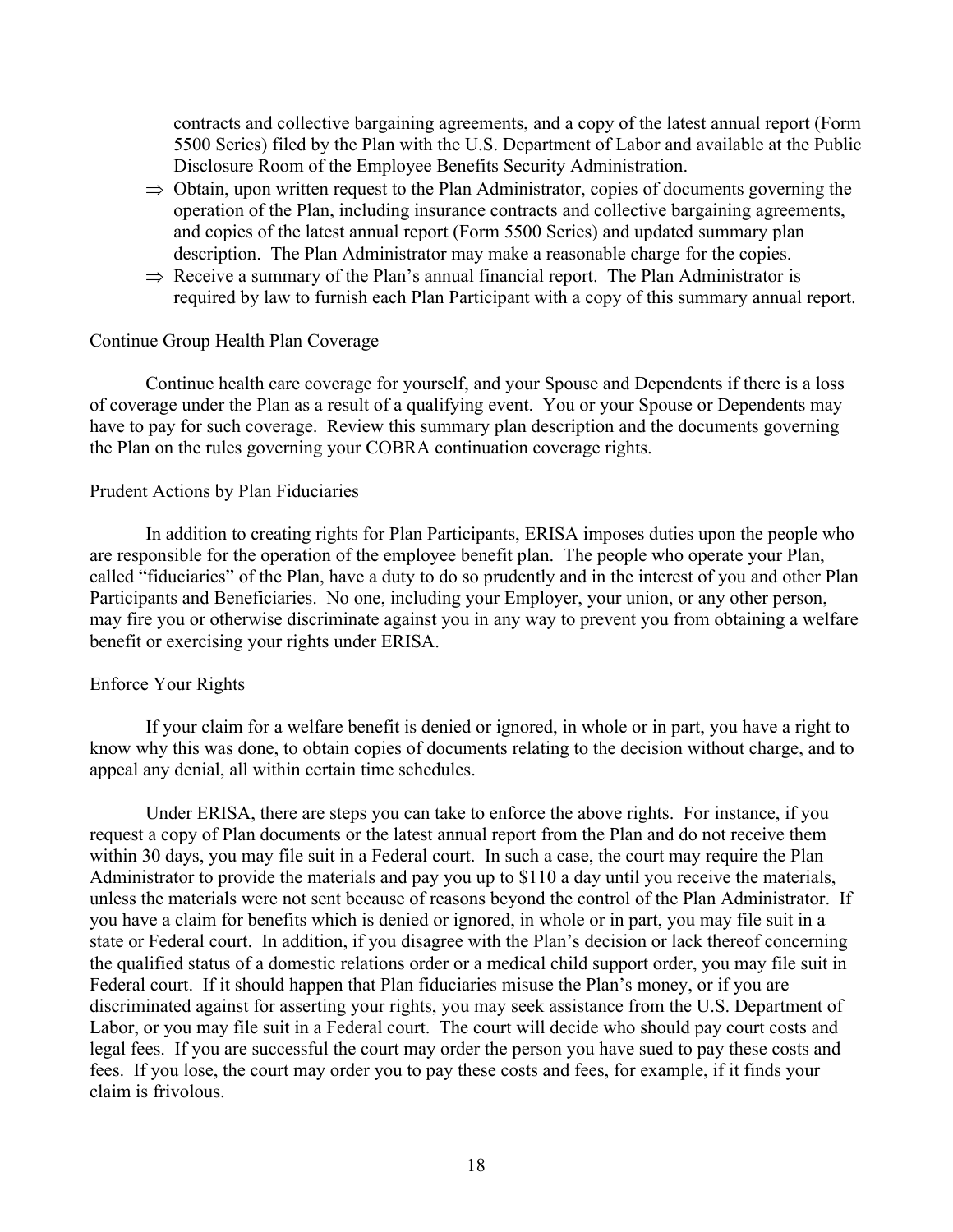contracts and collective bargaining agreements, and a copy of the latest annual report (Form 5500 Series) filed by the Plan with the U.S. Department of Labor and available at the Public Disclosure Room of the Employee Benefits Security Administration.

⇒ Obtain, upon written request to the Plan Administrator, copies of documents governing the operation of the Plan, including insurance contracts and collective bargaining agreements, and copies of the latest annual report (Form 5500 Series) and updated summary plan description. The Plan Administrator may make a reasonable charge for the copies.

⇒ Receive a summary of the Plan's annual financial report. The Plan Administrator is required by law to furnish each Plan Participant with a copy of this summary annual report.

Continue Group Health Plan Coverage

Continue health care coverage for yourself, and your Spouse and Dependents if there is a loss of coverage under the Plan as a result of a qualifying event. You or your Spouse or Dependents may have to pay for such coverage. Review this summary plan description and the documents governing the Plan on the rules governing your COBRA continuation coverage rights.

Prudent Actions by Plan Fiduciaries

In addition to creating rights for Plan Participants, ERISA imposes duties upon the people who are responsible for the operation of the employee benefit plan. The people who operate your Plan, called "fiduciaries" of the Plan, have a duty to do so prudently and in the interest of you and other Plan Participants and Beneficiaries. No one, including your Employer, your union, or any other person, may fire you or otherwise discriminate against you in any way to prevent you from obtaining a welfare benefit or exercising your rights under ERISA.

Enforce Your Rights

If your claim for a welfare benefit is denied or ignored, in whole or in part, you have a right to know why this was done, to obtain copies of documents relating to the decision without charge, and to appeal any denial, all within certain time schedules.

Under ERISA, there are steps you can take to enforce the above rights. For instance, if you request a copy of Plan documents or the latest annual report from the Plan and do not receive them within 30 days, you may file suit in a Federal court. In such a case, the court may require the Plan Administrator to provide the materials and pay you up to $110 a day until you receive the materials, unless the materials were not sent because of reasons beyond the control of the Plan Administrator. If you have a claim for benefits which is denied or ignored, in whole or in part, you may file suit in a state or Federal court. In addition, if you disagree with the Plan's decision or lack thereof concerning the qualified status of a domestic relations order or a medical child support order, you may file suit in Federal court. If it should happen that Plan fiduciaries misuse the Plan's money, or if you are discriminated against for asserting your rights, you may seek assistance from the U.S. Department of Labor, or you may file suit in a Federal court. The court will decide who should pay court costs and legal fees. If you are successful the court may order the person you have sued to pay these costs and fees. If you lose, the court may order you to pay these costs and fees, for example, if it finds your claim is frivolous.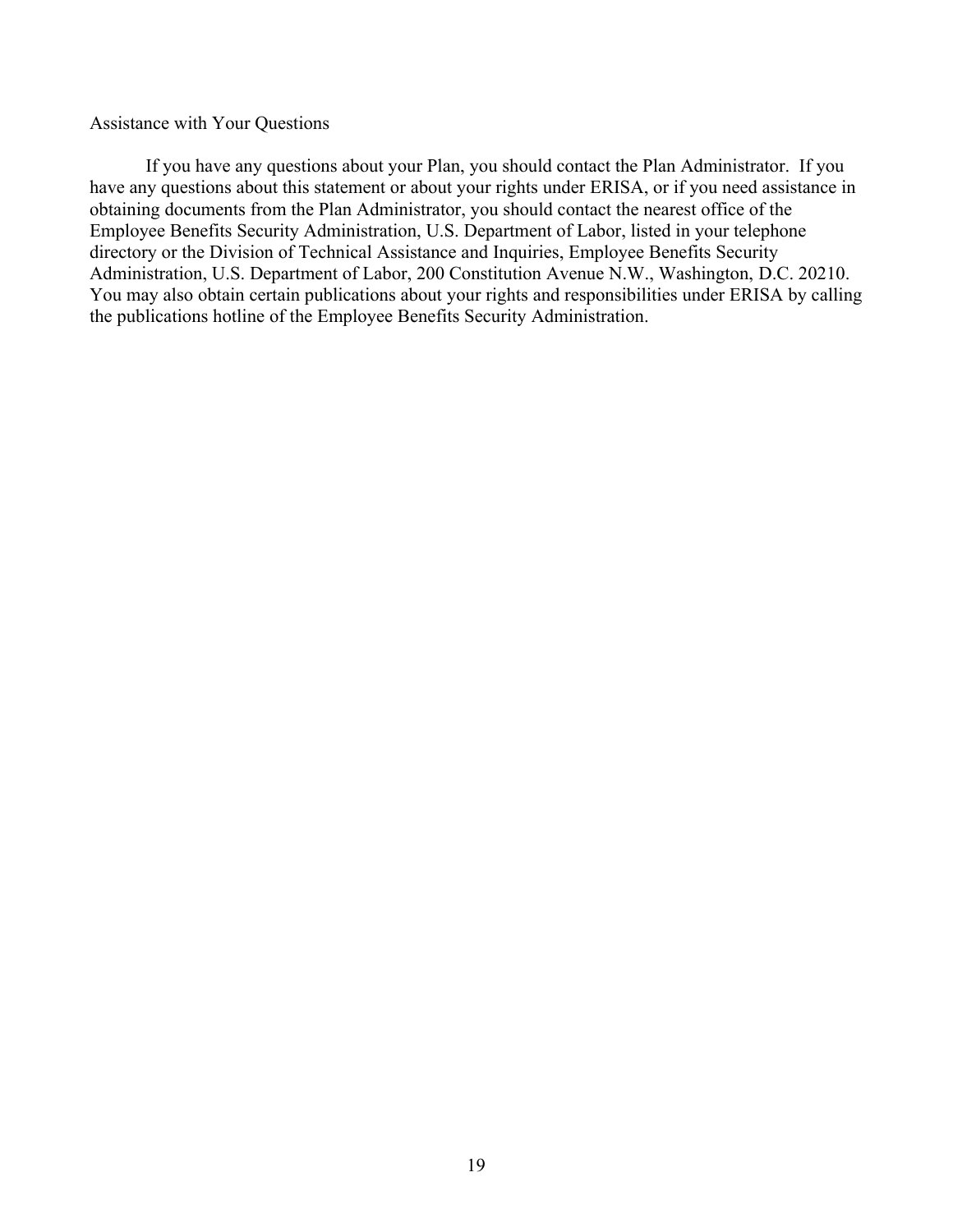Assistance with Your Questions

If you have any questions about your Plan, you should contact the Plan Administrator. If you have any questions about this statement or about your rights under ERISA, or if you need assistance in obtaining documents from the Plan Administrator, you should contact the nearest office of the Employee Benefits Security Administration, U.S. Department of Labor, listed in your telephone directory or the Division of Technical Assistance and Inquiries, Employee Benefits Security Administration, U.S. Department of Labor, 200 Constitution Avenue N.W., Washington, D.C. 20210. You may also obtain certain publications about your rights and responsibilities under ERISA by calling the publications hotline of the Employee Benefits Security Administration.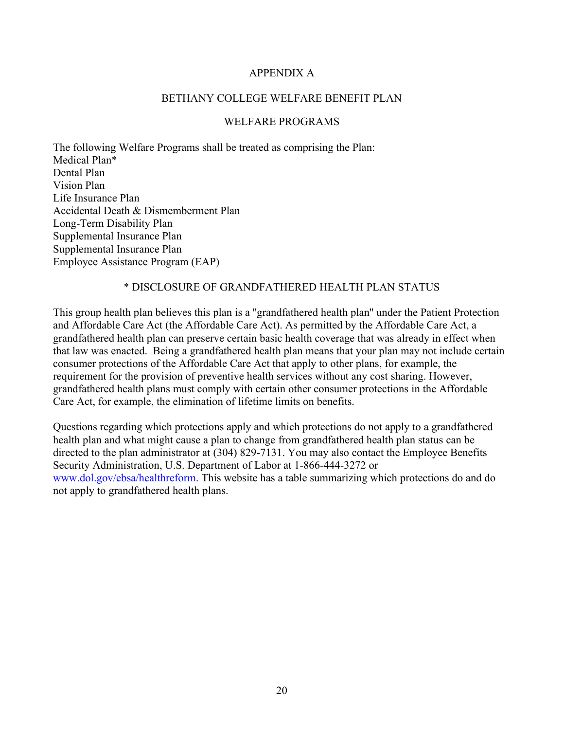# APPENDIX A

## BETHANY COLLEGE WELFARE BENEFIT PLAN

## WELFARE PROGRAMS

The following Welfare Programs shall be treated as comprising the Plan:
Medical Plan*
Dental Plan
Vision Plan
Life Insurance Plan
Accidental Death & Dismemberment Plan
Long-Term Disability Plan
Supplemental Insurance Plan
Supplemental Insurance Plan
Employee Assistance Program (EAP)

### * DISCLOSURE OF GRANDFATHERED HEALTH PLAN STATUS

This group health plan believes this plan is a "grandfathered health plan" under the Patient Protection and Affordable Care Act (the Affordable Care Act). As permitted by the Affordable Care Act, a grandfathered health plan can preserve certain basic health coverage that was already in effect when that law was enacted. Being a grandfathered health plan means that your plan may not include certain consumer protections of the Affordable Care Act that apply to other plans, for example, the requirement for the provision of preventive health services without any cost sharing. However, grandfathered health plans must comply with certain other consumer protections in the Affordable Care Act, for example, the elimination of lifetime limits on benefits.

Questions regarding which protections apply and which protections do not apply to a grandfathered health plan and what might cause a plan to change from grandfathered health plan status can be directed to the plan administrator at (304) 829-7131. You may also contact the Employee Benefits Security Administration, U.S. Department of Labor at 1-866-444-3272 or www.dol.gov/ebsa/healthreform. This website has a table summarizing which protections do and do not apply to grandfathered health plans.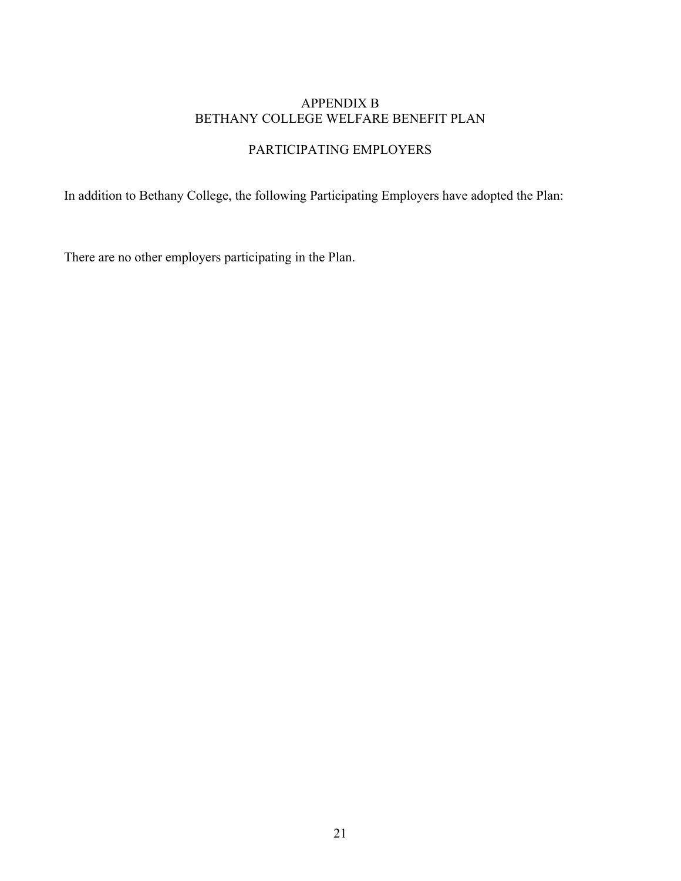# APPENDIX B
# BETHANY COLLEGE WELFARE BENEFIT PLAN

## PARTICIPATING EMPLOYERS

In addition to Bethany College, the following Participating Employers have adopted the Plan:

There are no other employers participating in the Plan.